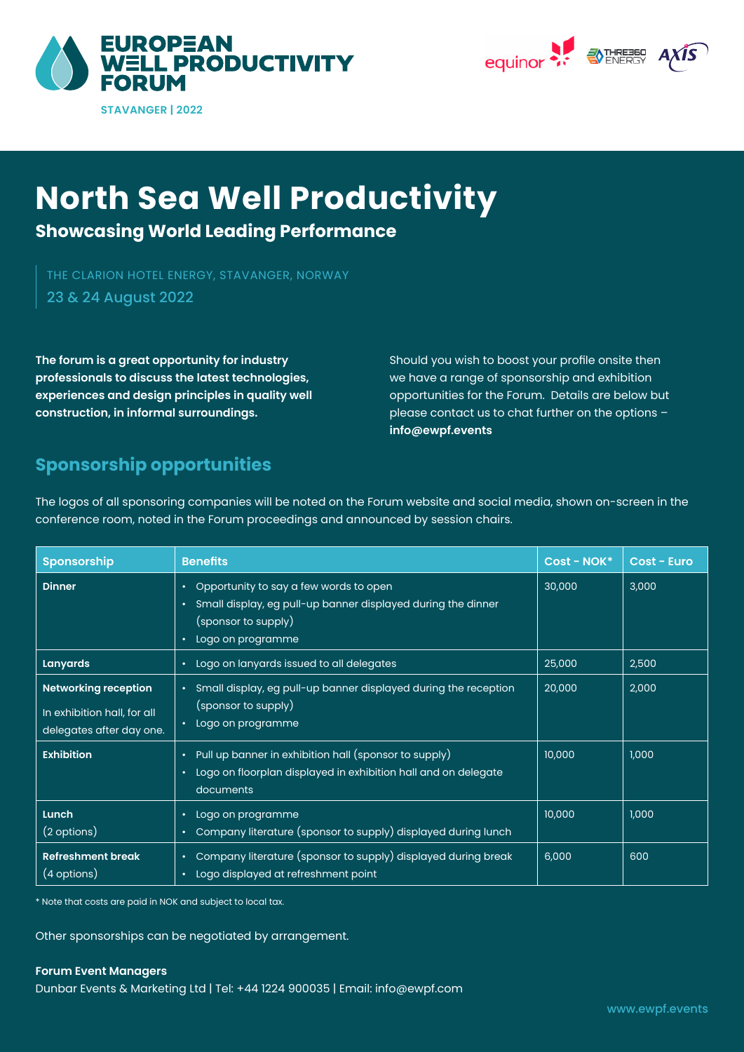# EUROPEAN WELL PRODUCTIVITY FORUM

STAVANGER | 2022

# North Sea Well Productivity

## Showcasing World Leading Performance

THE CLARION HOTEL ENERGY, STAVANGER, NORWAY

23 & 24 August 2022

**The forum is a great opportunity for industry professionals to discuss the latest technologies, experiences and design principles in quality well construction, in informal surroundings.**

Should you wish to boost your profile onsite then we have a range of sponsorship and exhibition opportunities for the Forum. Details are below but please contact us to chat further on the options – **info@ewpf.events**

## Sponsorship opportunities

The logos of all sponsoring companies will be noted on the Forum website and social media, shown on-screen in the conference room, noted in the Forum proceedings and announced by session chairs.

| Sponsorship | Benefits | Cost - NOK* | Cost - Euro |
|---|---|---|---|
| **Dinner** | • Opportunity to say a few words to open<br>• Small display, eg pull-up banner displayed during the dinner (sponsor to supply)<br>• Logo on programme | 30,000 | 3,000 |
| **Lanyards** | • Logo on lanyards issued to all delegates | 25,000 | 2,500 |
| **Networking reception**<br>In exhibition hall, for all delegates after day one. | • Small display, eg pull-up banner displayed during the reception (sponsor to supply)<br>• Logo on programme | 20,000 | 2,000 |
| **Exhibition** | • Pull up banner in exhibition hall (sponsor to supply)<br>• Logo on floorplan displayed in exhibition hall and on delegate documents | 10,000 | 1,000 |
| **Lunch**<br>(2 options) | • Logo on programme<br>• Company literature (sponsor to supply) displayed during lunch | 10,000 | 1,000 |
| **Refreshment break**<br>(4 options) | • Company literature (sponsor to supply) displayed during break<br>• Logo displayed at refreshment point | 6,000 | 600 |

\* Note that costs are paid in NOK and subject to local tax.

Other sponsorships can be negotiated by arrangement.

**Forum Event Managers**

Dunbar Events & Marketing Ltd | Tel: +44 1224 900035 | Email: info@ewpf.com

www.ewpf.events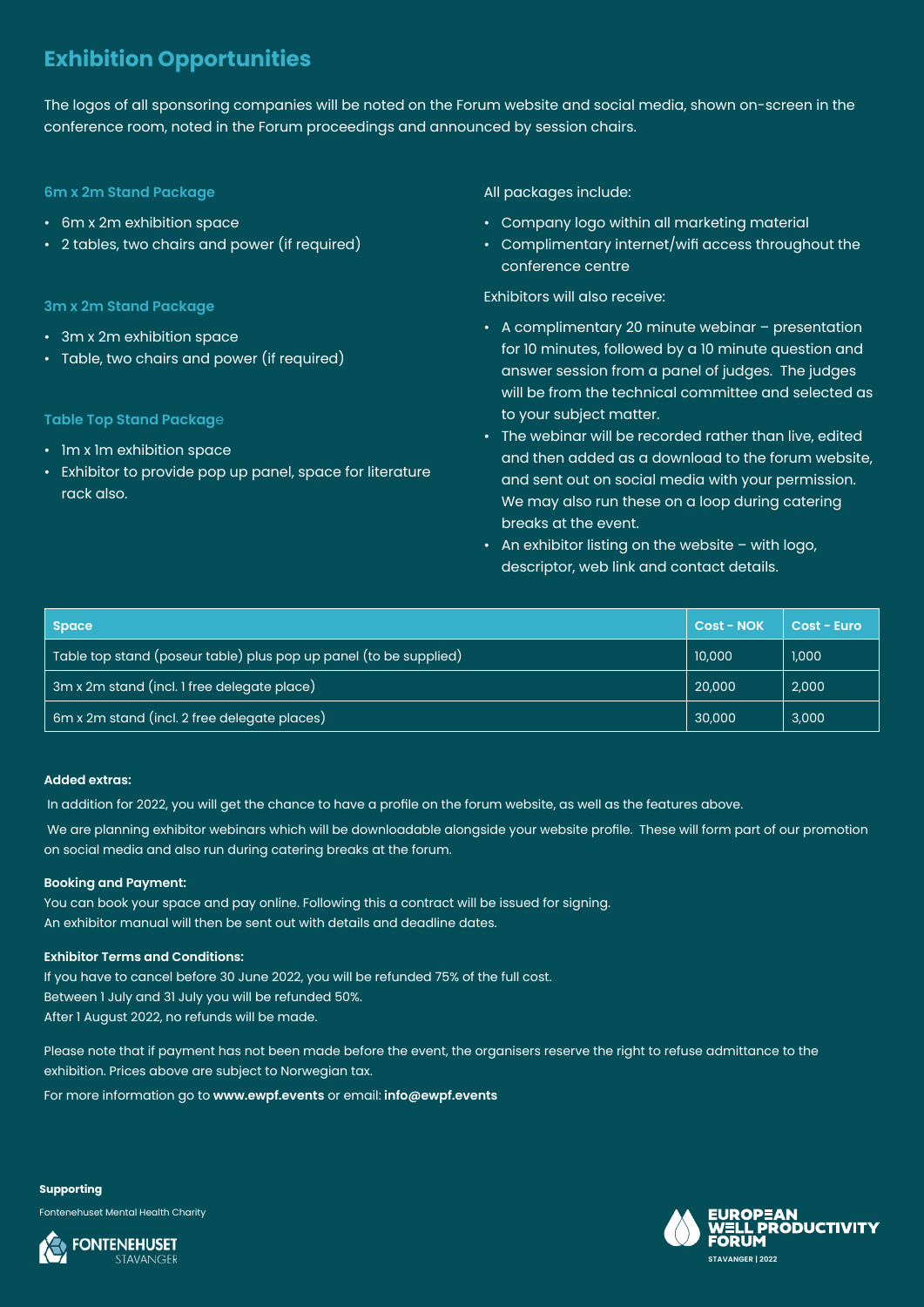## Exhibition Opportunities

The logos of all sponsoring companies will be noted on the Forum website and social media, shown on-screen in the conference room, noted in the Forum proceedings and announced by session chairs.

### 6m x 2m Stand Package

- 6m x 2m exhibition space
- 2 tables, two chairs and power (if required)

### 3m x 2m Stand Package

- 3m x 2m exhibition space
- Table, two chairs and power (if required)

### Table Top Stand Package

- 1m x 1m exhibition space
- Exhibitor to provide pop up panel, space for literature rack also.

All packages include:

- Company logo within all marketing material
- Complimentary internet/wifi access throughout the conference centre

Exhibitors will also receive:

- A complimentary 20 minute webinar – presentation for 10 minutes, followed by a 10 minute question and answer session from a panel of judges. The judges will be from the technical committee and selected as to your subject matter.
- The webinar will be recorded rather than live, edited and then added as a download to the forum website, and sent out on social media with your permission. We may also run these on a loop during catering breaks at the event.
- An exhibitor listing on the website – with logo, descriptor, web link and contact details.

| Space | Cost - NOK | Cost - Euro |
|---|---|---|
| Table top stand (poseur table) plus pop up panel (to be supplied) | 10,000 | 1,000 |
| 3m x 2m stand (incl. 1 free delegate place) | 20,000 | 2,000 |
| 6m x 2m stand (incl. 2 free delegate places) | 30,000 | 3,000 |

**Added extras:**

In addition for 2022, you will get the chance to have a profile on the forum website, as well as the features above.

We are planning exhibitor webinars which will be downloadable alongside your website profile. These will form part of our promotion on social media and also run during catering breaks at the forum.

**Booking and Payment:**

You can book your space and pay online. Following this a contract will be issued for signing.
An exhibitor manual will then be sent out with details and deadline dates.

**Exhibitor Terms and Conditions:**

If you have to cancel before 30 June 2022, you will be refunded 75% of the full cost.
Between 1 July and 31 July you will be refunded 50%.
After 1 August 2022, no refunds will be made.

Please note that if payment has not been made before the event, the organisers reserve the right to refuse admittance to the exhibition. Prices above are subject to Norwegian tax.

For more information go to **www.ewpf.events** or email: **info@ewpf.events**

**Supporting**

Fontenehuset Mental Health Charity

FONTENEHUSET STAVANGER

EUROPEAN WELL PRODUCTIVITY FORUM
STAVANGER | 2022